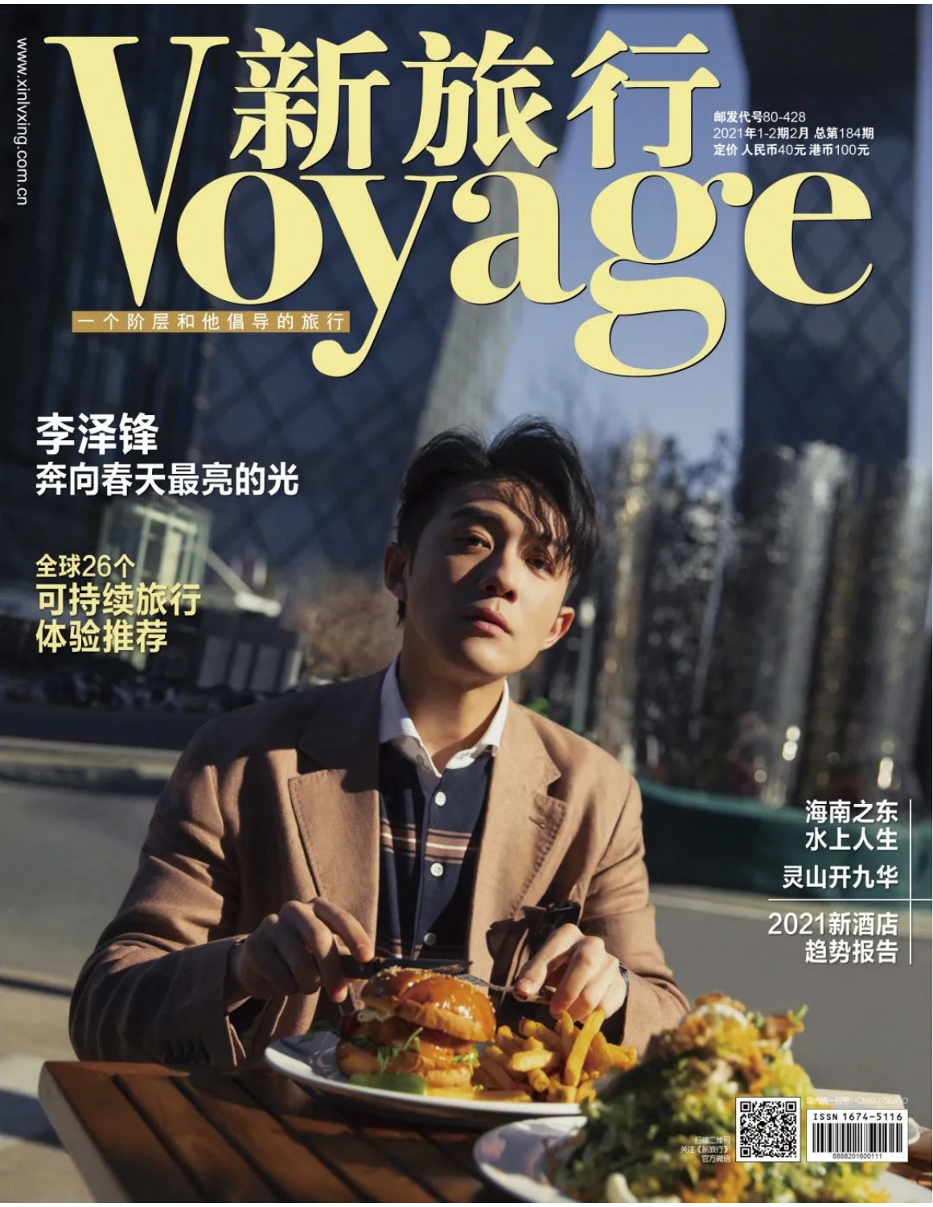www.xinlvxing.com.cn

# 新旅行 Voyage

一个阶层和他倡导的旅行

邮发代号80-428
2021年1-2期2月 总第184期
定价 人民币40元 港币100元

## 李泽锋
## 奔向春天最亮的光

## 全球26个
## 可持续旅行
## 体验推荐

## 海南之东
## 水上人生

## 灵山开九华

## 2021新酒店
## 趋势报告

扫描二维码
关注《新旅行》
官方微信

ISSN 1674-5116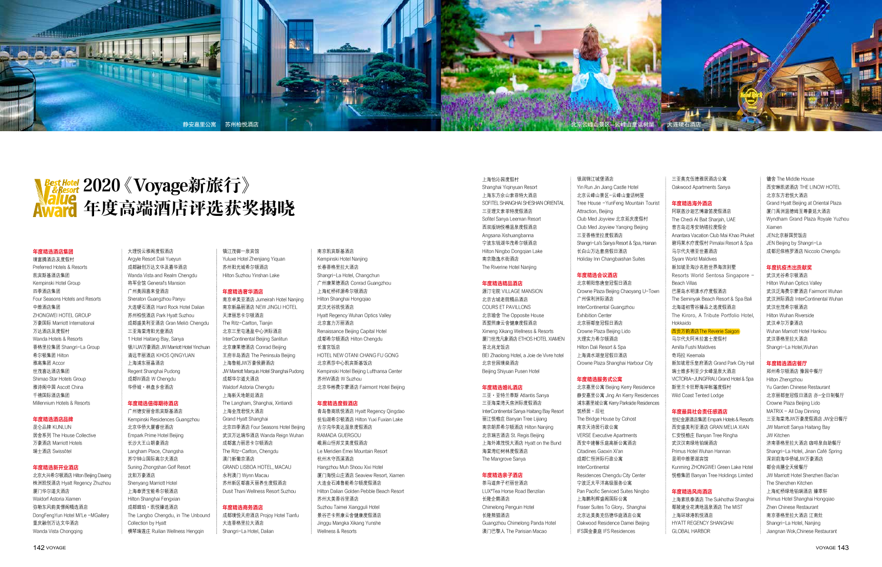静安嘉里公寓 苏州柏悦酒店 北京云峰山景区一云峰山童话树屋 大连硬石酒店

# Best Hotel & Resort Value Award 2020《Voyage新旅行》年度高端酒店评选获奖揭晓

**年度精选酒店集团**

璞富腾酒店及度假村 Preferred Hotels & Resorts
凯宾斯基酒店集团 Kempinski Hotel Group
四季酒店集团 Four Seasons Hotels and Resorts
中维酒店集团 ZHONGWEI HOTEL GROUP
万豪国际 Marriott International
万达酒店及度假村 Wanda Hotels & Resorts
香格里拉集团 Shangri-La Group
希尔顿集团 Hilton
雅高酒店 Accor
世茂酒店集团 Shimao Star Hotels Group
雅诗阁中国 Ascott China
千禧国际酒店集团 Millennium Hotels & Resorts

**年度精选酒店品牌**

昆仑品牌 KUNLUN
居舍系列 The House Collective
万豪酒店 Marriott Hotels
瑞士酒店 Swissôtel

**年度精选新开业酒店**

北京大兴希尔顿酒店 Hilton Beijing Daxing
株洲凯悦酒店 Hyatt Regency Zhuzhou
厦门华尔道夫酒店 Waldorf Astoria Xiamen
弥勒东风韵美憬阁精选酒店 DongFengYun Hotel Mi'Le -MGallery
重庆融创万达文华酒店 Wanda Vista Chongqing
大理悦云雅阁度假酒店 Argyle Resort Dali Yueyun
成都融创万达文华酒店 Wanda Vista and Realm Chengdu
将军会馆 General's Mansion
广州奥园喜来登酒店 Sheraton Guangzhou Panyu
大连硬石酒店 Hard Rock Hotel Dalian
苏州柏悦酒店 Park Hyatt Suzhou
成都盛美利亚酒店 Gran Meliá Chengdu
三亚海棠湾凯宾斯基酒店 1 Hotel Haitang Bay, Sanya
银川JW万豪酒店 JW Marriott Hotel Yinchuan
清远华丽酒店 KHOS QINGYUAN
上海璞丽酒店 Regent Shanghai Pudong
成都W酒店 W Chengdu
华侨城·林盘乡舍酒店

**年度精选值得期待酒店**

广州德安丽舍凯宾斯基酒店 Kempinski Residences Guangzhou
北京华侨大厦睿世酒店 Empark Prime Hotel Beijing
长沙大王山朗豪酒店 Langham Place, Changsha
苏宁钟山国际高尔夫酒店 Suning Zhongshan Golf Resort
沈阳万豪酒店 Shenyang Marriott Hotel
上海奉贤宝龙希尔顿酒店 Hilton Shanghai Fengxian
成都麓坦·凯悦臻选酒店 The Langbo Chengdu, in The Unbound Collection by Hyatt
横琴瑞莲庄 Ruilian Wellness Hengqin
镇江茂御一泉宾馆 Yuluxe Hotel Zhenjiang Yiquan
苏州阳光城希尔顿酒店 Hilton Suzhou Yinshan Lake

**年度精选奢华酒店**

南京卓美亚酒店 Jumeirah Hotel Nanjing
南京新晶丽酒店 NEW JINGLI HOTEL
天津丽思卡尔顿酒店 The Ritz-Carlton, Tianjin
北京三里屯通盈中心洲际酒店 InterContinental Beijing Sanlitun
北京康莱德酒店 Conrad Beijing
王府半岛酒店 The Peninsula Beijing
北京金茂万丽酒店 JW Marriott Marquis Hotel Shanghai Pudong
成都华尔道夫酒店 Waldorf Astoria Chengdu
上海新天地朗廷酒店 The Langham, Shanghai, Xintiandi
上海金茂君悦大酒店 Grand Hyatt Shanghai
北京四季酒店 Four Seasons Hotel Beijing
武汉万达瑞华酒店 Wanda Reign Wuhan
成都富力丽思卡尔顿酒店 The Ritz-Carlton, Chengdu
澳门新葡京酒店 GRAND LISBOA HOTEL, MACAU
永利澳门 Wynn Macau
苏州新区都嘉天丽养生度假酒店 Dusit Thani Wellness Resort Suzhou
南京凯宾斯基酒店 Kempinski Hotel Nanjing
长春香格里拉大酒店 Shangri-La Hotel, Changchun
广州康莱德酒店 Conrad Guangzhou
上海虹桥祥源希尔顿酒店 Hilton Shanghai Hongqiao
武汉光谷凯悦酒店 Hyatt Regency Wuhan Optics Valley
北京富力万丽酒店 Renaissance Beijing Capital Hotel
成都希尔顿酒店 Hilton Chengdu
长富宫饭店 HOTEL NEW OTANI CHANG FU GONG
北京燕莎中心凯宾斯基饭店 Kempinski Hotel Beijing Lufthansa Center
苏州W酒店 W Suzhou
北京华彬费尔蒙酒店 Fairmont Hotel Beijing

**年度精选商务酒店**

成都瑞悦天府酒店 Projoy Hotel Tianfu
大连香格里拉大酒店 Shangri-La Hotel, Dalian

**年度精选度假酒店**

青岛鲁商凯悦酒店 Hyatt Regency Qingdao
抚仙湖希尔顿酒店 Hilton Yuxi Fuxian Lake
古尔沟华美达温泉度假酒店 RAMADA GUERGOU
峨眉山恒邦艾美度假酒店 Le Meridien Emei Mountain Resort
杭州木守西溪酒店 Hangzhou Muh Shou Xixi Hotel
厦门海悦山庄酒店 Seaview Resort, Xiamen
大连金石滩鲁能希尔顿度假酒店 Hilton Dalian Golden Pebble Beach Resort
苏州太美香谷里酒店 Suzhou Taimei Xiangguli Hotel
景谷芒卡熙康云舍健康度假酒店 Jinggu Mangka Xikang Yunshe Wellness & Resorts
上海怡沁园度假村 Shanghai Yiqinyuan Resort
上海东方佘山索菲特大酒店 SOFITEL SHANGHAI SHESHAN ORIENTAL
三亚理文索菲特度假酒店 Sofitel Sanya Leeman Resort
西双版纳悦榕温泉度假酒店 Angsana Xishuangbanna
宁波东钱湖华茂希尔顿酒店 Hilton Ningbo Dongqian Lake
南京隐逸水街酒店 The Riverine Hotel Nanjing

**年度精选精品酒店**

源订宅院 VILLAGE MANSION
北京古城老院精品酒店 COURS ET PAVILLONS
北京瑜舍 The Opposite House
西双版纳云舍健康度假酒店 Ximeng Xikang Wellness & Resorts
厦门世茂凡象酒店 ETHOS HOTEL XIAMEN
首北兆龙饭店 BEI Zhaolong Hotel, a Joie de Vivre hotel
北京世园璞泉酒店 Beijing Shiyuan Pusen Hotel

**年度精选婚礼酒店**

三亚·亚特兰蒂斯 Atlantis Sanya
三亚海棠湾天房洲际度假酒店 InterContinental Sanya Haitang Bay Resort
丽江悦榕庄 Banyan Tree Lijiang
南京朗昇希尔顿酒店 Hilton Nanjing
北京瑞吉酒店 St. Regis Beijing
上海外滩茂悦大酒店 Hyatt on the Bund
海棠湾红树林度假酒店 The Mangrove Sanya

**年度精选亲子酒店**

茶马道奔子栏丽世酒店 LUX*Tea Horse Road Benzilan
长隆企鹅酒店 Chimelong Penguin Hotel
长隆熊猫酒店 Guangzhou Chimelong Panda Hotel
澳门巴黎人 The Parisian Macao
银瑞锦江城堡酒店 Yin Run Jin Jiang Castle Hotel
北京云峰山景区—云峰山童话树屋 Tree House -YunFeng Mountain Tourist Attraction, Beijing
北京延庆辉煌假日酒店 Club Med Joyview 北京延庆度假村 Club Med Joyview Yanqing Beijing
三亚香格里拉度假酒店 Shangri-La's Sanya Resort & Spa, Hainan
长白山万达假日酒店 Holiday Inn Changbaishan Suites

**年度精选会议酒店**

北京朝阳悠唐皇冠假日酒店 Crowne Plaza Beijing Chaoyang U-Town
广州保利洲际酒店 InterContinental Guangzhou Exhibition Center
北京丽都皇冠假日酒店 Crowne Plaza Beijing Lido
大理实力希尔顿酒店 Hilton Dali Resort & Spa
上海滴水湖皇冠假日酒店 Crowne Plaza Shanghai Harbour City

**年度精选服务式公寓**

北京嘉里公寓 Beijing Kerry Residence
静安嘉里公寓 Jing An Kerry Residences
浦东嘉里城公寓 Kerry Parkside Residences
筑桥居·启社 The Bridge House by Cohost
南京天诗国行政公寓 VERSE Executive Apartments
西安中建馨乐庭高新公寓酒店 Citadines Gaoxin Xi'an
成都仁恒洲际行政公寓 InterContinental Residences Chengdu City Center
宁波泛太平洋高级服务公寓 Pan Pacific Serviced Suites Ningbo
上海莉辉盛阁国际公寓 Fraser Suites To Glory, Shanghai
北京达美奥克伍德华庭酒店公寓 Oakwood Residence Damei Beijing
IFS国金豪庭 IFS Residences
三亚美克伍德雅居酒店公寓 Oakwood Apartments Sanya

**年度精选海外酒店**

阿联酋沙迦艺博迪度假酒店 The Chedi Al Bait Sharjah, UAE
普吉岛迈考安纳塔拉度假会 Anantara Vacation Club Mai Khao Phuket
碧玛莱水疗度假村 Pimalai Resort & Spa
马尔代夫德亚世嘉酒店 Siyam World Maldives
新加坡圣淘沙名胜世界海滨别墅 Resorts World Sentosa Singapore - Beach Villas
巴厘岛水明漾水疗度假酒店 The Seminyak Beach Resort & Spa Bali
北海道初雪谷臻品之选度假酒店 The Kiroro, A Tribute Portfolio Hotel, Hokkaido
西贡万韵酒店 The Reverie Saigon
马尔代夫阿米拉富士度假村 Amilla Fushi Maldives
奇玛拉 Keemala
新加坡君乐皇府酒店 Grand Park City Hall
瑞士维多利亚少女峰温泉大酒店 VICTORIA-JUNGFRAU Grand Hotel & Spa
斯里兰卡狂野海岸帐篷度假村 Wild Coast Tented Lodge

**年度最具社会责任感酒店**

世纪金源酒店集团 Empark Hotels & Resorts
西安曲江美利亚酒店 GRAN MELIA XIAN
仁安悦榕庄 Banyan Tree Ringha
武汉汉南绿地铂瑞酒店 Primus Hotel Wuhan Hannan
昆明中维翠湖宾馆 Kunming ZHONGWEI Green Lake Hotel
悦榕集团 Banyan Tree Holdings Limited

**年度精选风尚酒店**

上海素凯泰酒店 The Sukhothai Shanghai
鄢陵建业花满地温泉酒店 The MIST
上海环球港凯悦酒店 HYATT REGENCY SHANGHAI GLOBAL HARBOR
镛舍 The Middle House
西安琳凯诺酒店 THE LINNOW HOTEL
北京东方君悦大酒店 Grand Hyatt Beijing at Oriental Plaza
厦门禹洲温德姆至尊豪廷大酒店 Wyndham Grand Plaza Royale Yuzhou Xiamen
JEN北京新国贸饭店 JEN Beijing by Shangri-La
成都尼依格罗酒店 Niccolo Chengdu

**年度抗疫杰出贡献奖**

武汉光谷希尔顿酒店 Hilton Wuhan Optics Valley
武汉泛海费尔蒙酒店 Fairmont Wuhan
武汉洲际酒店 InterContinental Wuhan
武汉世茂希尔顿酒店 Hilton Wuhan Riverside
武汉卓尔万豪酒店 Wuhan Marriott Hotel Hankou
武汉香格里拉大酒店 Shangri-La Hotel,Wuhan

**年度精选酒店餐厅**

郑州希尔顿酒店 豫园中餐厅 Hilton Zhengzhou Yu Garden Chinese Restaurant
北京丽都皇冠假日酒店 亦—全日制餐厅 Crowne Plaza Beijing Lido MATRIX – All Day Dinning
三亚海棠湾JW万豪度假酒店 JW全日餐厅 JW Marriott Sanya Haitang Bay JW Kitchen
济南香格里拉大酒店 咖啡泉自助餐厅 Shangri-La Hotel, Jinan Café Spring
深圳前海华侨城JW万豪酒店 都会尚膳全天候餐厅 JW Marriott Hotel Shenzhen Bao'an The Shenzhen Kitchen
上海虹桥绿地铂瑞酒店 臻蔡轩 Primus Hotel Shanghai Hongqiao Zhen Chinese Restaurant
南京香格里拉大酒店 江南灶 Shangri-La Hotel, Nanjing Jiangnan Wok,Chinese Restaurant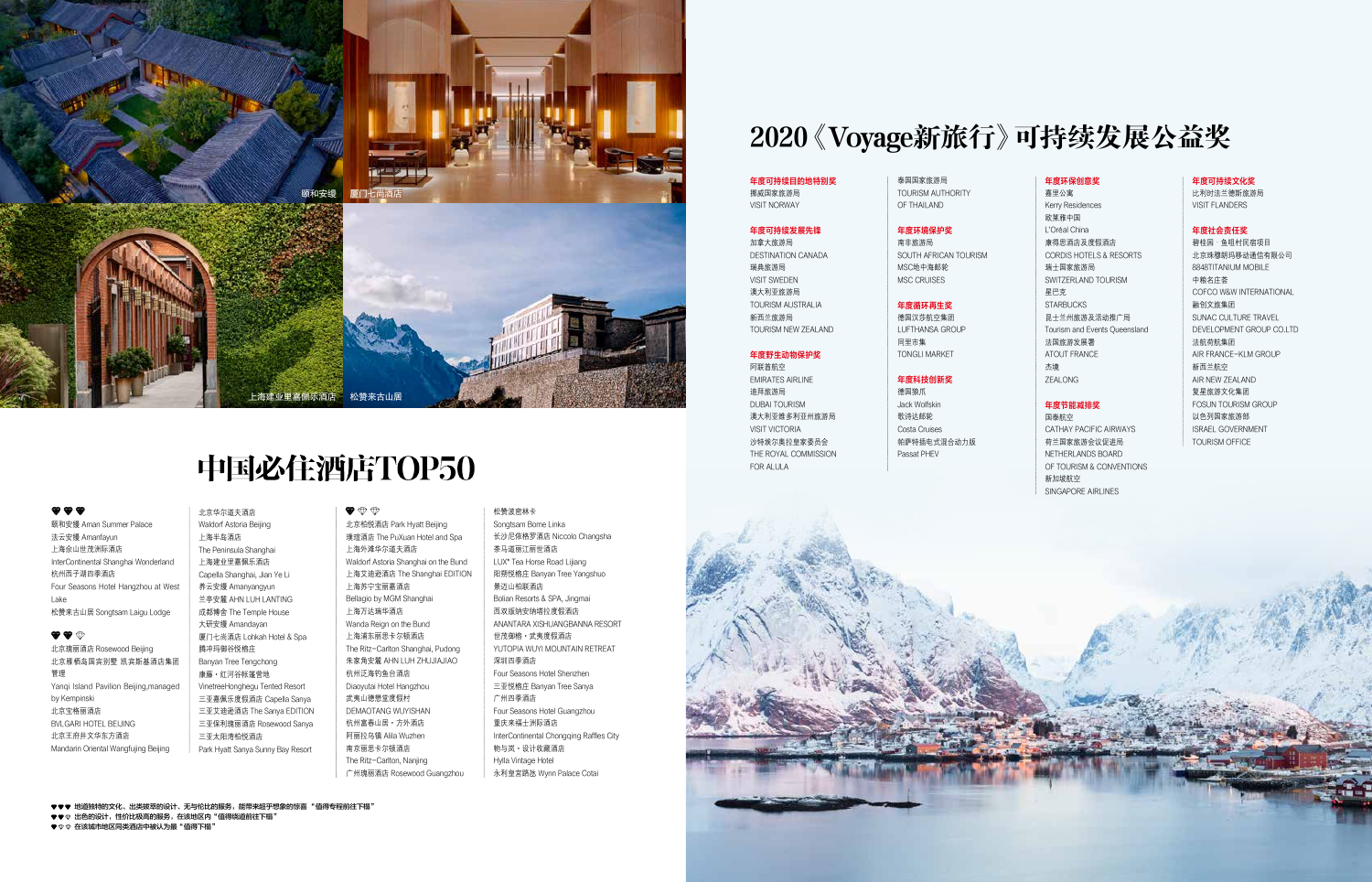颐和安缦

厦门七尚酒店

上海建业里嘉佩乐酒店

松赞来古山居

# 中国必住酒店TOP50

♥♥♥

颐和安缦 Aman Summer Palace
法云安缦 Amanfayun
上海佘山世茂洲际酒店
InterContinental Shanghai Wonderland
杭州西子湖四季酒店
Four Seasons Hotel Hangzhou at West Lake
松赞来古山居 Songtsam Laigu Lodge

♥♥♡

北京瑰丽酒店 Rosewood Beijing
北京雁栖岛国宾别墅 凯宾斯基酒店集团管理
Yanqi Island Pavilion Beijing,managed by Kempinski
北京宝格丽酒店
BVLGARI HOTEL BEIJING
北京王府井文华东方酒店
Mandarin Oriental Wangfujing Beijing
北京华尔道夫酒店
Waldorf Astoria Beijing
上海半岛酒店
The Peninsula Shanghai
上海建业里嘉佩乐酒店
Capella Shanghai, Jian Ye Li
养云安缦 Amanyangyun
兰亭安麓 AHN LUH LANTING
成都博舍 The Temple House
大研安缦 Amandayan
厦门七尚酒店 Lohkah Hotel & Spa
腾冲玛御谷悦榕庄
Banyan Tree Tengchong
康藤・红河谷帐篷营地
VinetreeHonghegu Tented Resort
三亚嘉佩乐度假酒店 Capella Sanya
三亚艾迪逊酒店 The Sanya EDITION
三亚保利瑰丽酒店 Rosewood Sanya
三亚太阳湾柏悦酒店
Park Hyatt Sanya Sunny Bay Resort

♥♡♡

北京柏悦酒店 Park Hyatt Beijing
璞瑄酒店 The PuXuan Hotel and Spa
上海外滩华尔道夫酒店
Waldorf Astoria Shanghai on the Bund
上海艾迪逊酒店 The Shanghai EDITION
上海苏宁宝丽嘉酒店
Bellagio by MGM Shanghai
上海万达瑞华酒店
Wanda Reign on the Bund
上海浦东丽思卡尔顿酒店
The Ritz-Carlton Shanghai, Pudong
朱家角安麓 AHN LUH ZHUJIAJIAO
杭州泛海钓鱼台酒店
Diaoyutai Hotel Hangzhou
武夷山德懋堂度假村
DEMAOTANG WUYISHAN
杭州富春山居・方外酒店
阿丽拉乌镇 Alila Wuzhen
南京丽思卡尔顿酒店
The Ritz-Carlton, Nanjing
广州瑰丽酒店 Rosewood Guangzhou
松赞波密林卡
Songtsam Bome Linka
长沙尼依格罗酒店 Niccolo Changsha
茶马道丽江丽世酒店
LUX* Tea Horse Road Lijiang
阳朔悦榕庄 Banyan Tree Yangshuo
景迈山柏联酒店
Bolian Resorts & SPA, Jingmai
西双版纳安纳塔拉度假酒店
ANANTARA XISHUANGBANNA RESORT
世茂御榕・武夷度假酒店
YUTOPIA WUYI MOUNTAIN RETREAT
深圳四季酒店
Four Seasons Hotel Shenzhen
三亚悦榕庄 Banyan Tree Sanya
广州四季酒店
Four Seasons Hotel Guangzhou
重庆来福士洲际酒店
InterContinental Chongqing Raffles City
物与岚・设计收藏酒店
Hylla Vintage Hotel
永利皇宫路氹 Wynn Palace Cotai

♥♥♥ 地道独特的文化、出类拔萃的设计、无与伦比的服务，能带来超乎想象的惊喜 "值得专程前往下榻"
♥♥♡ 出色的设计，性价比极高的服务，在该地区内 "值得绕道前往下榻"
♥♡♡ 在该城市地区同类酒店中被认为是 "值得下榻"

# 2020《Voyage新旅行》可持续发展公益奖

**年度可持续目的地特别奖**
挪威国家旅游局
VISIT NORWAY

**年度可持续发展先锋**
加拿大旅游局
DESTINATION CANADA
瑞典旅游局
VISIT SWEDEN
澳大利亚旅游局
TOURISM AUSTRALIA
新西兰旅游局
TOURISM NEW ZEALAND

**年度野生动物保护奖**
阿联酋航空
EMIRATES AIRLINE
迪拜旅游局
DUBAI TOURISM
澳大利亚维多利亚州旅游局
VISIT VICTORIA
沙特埃尔奥拉皇家委员会
THE ROYAL COMMISSION
FOR ALULA
泰国国家旅游局
TOURISM AUTHORITY
OF THAILAND

**年度环境保护奖**
南非旅游局
SOUTH AFRICAN TOURISM
MSC地中海邮轮
MSC CRUISES

**年度循环再生奖**
德国汉莎航空集团
LUFTHANSA GROUP
同里市集
TONGLI MARKET

**年度科技创新奖**
德国狼爪
Jack Wolfskin
歌诗达邮轮
Costa Cruises
帕萨特插电式混合动力版
Passat PHEV

**年度环保创意奖**
嘉里公寓
Kerry Residences
欧莱雅中国
L'Oréal China
康得思酒店及度假酒店
CORDIS HOTELS & RESORTS
瑞士国家旅游局
SWITZERLAND TOURISM
星巴克
STARBUCKS
昆士兰州旅游及活动推广局
Tourism and Events Queensland
法国旅游发展署
ATOUT FRANCE
杰境
ZEALONG

**年度节能减排奖**
国泰航空
CATHAY PACIFIC AIRWAYS
荷兰国家旅游会议促进局
NETHERLANDS BOARD
OF TOURISM & CONVENTIONS
新加坡航空
SINGAPORE AIRLINES

**年度可持续文化奖**
比利时法兰德斯旅游局
VISIT FLANDERS

**年度社会责任奖**
碧桂园・鱼柤村民宿项目
北京珠穆朗玛移动通信有限公司
8848TITANIUM MOBILE
中赣名庄荟
COFCO W&W INTERNATIONAL
融创文旅集团
SUNAC CULTURE TRAVEL
DEVELOPMENT GROUP CO.LTD
法航荷航集团
AIR FRANCE-KLM GROUP
新西兰航空
AIR NEW ZEALAND
复星旅游文化集团
FOSUN TOURISM GROUP
以色列国家旅游部
ISRAEL GOVERNMENT
TOURISM OFFICE